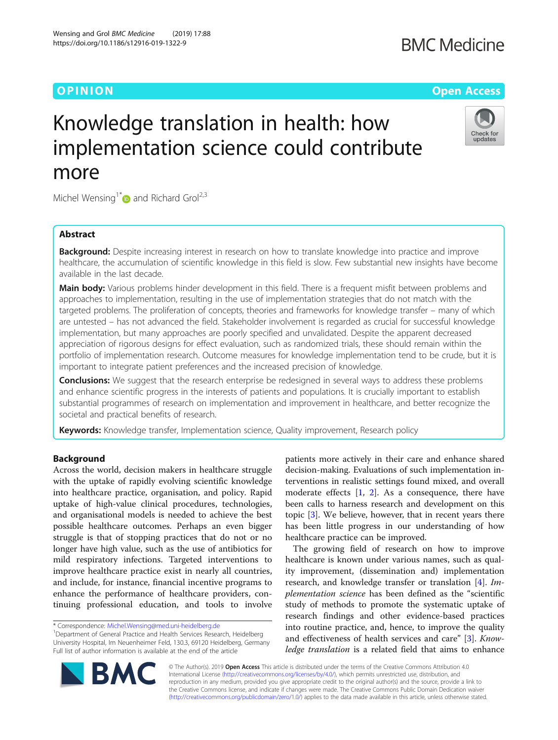OPINION

Open Access

# Knowledge translation in health: how implementation science could contribute more

Michel Wensing[1*] and Richard Grol[2,3]

## Abstract

**Background:** Despite increasing interest in research on how to translate knowledge into practice and improve healthcare, the accumulation of scientific knowledge in this field is slow. Few substantial new insights have become available in the last decade.

**Main body:** Various problems hinder development in this field. There is a frequent misfit between problems and approaches to implementation, resulting in the use of implementation strategies that do not match with the targeted problems. The proliferation of concepts, theories and frameworks for knowledge transfer – many of which are untested – has not advanced the field. Stakeholder involvement is regarded as crucial for successful knowledge implementation, but many approaches are poorly specified and unvalidated. Despite the apparent decreased appreciation of rigorous designs for effect evaluation, such as randomized trials, these should remain within the portfolio of implementation research. Outcome measures for knowledge implementation tend to be crude, but it is important to integrate patient preferences and the increased precision of knowledge.

**Conclusions:** We suggest that the research enterprise be redesigned in several ways to address these problems and enhance scientific progress in the interests of patients and populations. It is crucially important to establish substantial programmes of research on implementation and improvement in healthcare, and better recognize the societal and practical benefits of research.

**Keywords:** Knowledge transfer, Implementation science, Quality improvement, Research policy

## Background

Across the world, decision makers in healthcare struggle with the uptake of rapidly evolving scientific knowledge into healthcare practice, organisation, and policy. Rapid uptake of high-value clinical procedures, technologies, and organisational models is needed to achieve the best possible healthcare outcomes. Perhaps an even bigger struggle is that of stopping practices that do not or no longer have high value, such as the use of antibiotics for mild respiratory infections. Targeted interventions to improve healthcare practice exist in nearly all countries, and include, for instance, financial incentive programs to enhance the performance of healthcare providers, continuing professional education, and tools to involve patients more actively in their care and enhance shared decision-making. Evaluations of such implementation interventions in realistic settings found mixed, and overall moderate effects [1, 2]. As a consequence, there have been calls to harness research and development on this topic [3]. We believe, however, that in recent years there has been little progress in our understanding of how healthcare practice can be improved.

The growing field of research on how to improve healthcare is known under various names, such as quality improvement, (dissemination and) implementation research, and knowledge transfer or translation [4]. *Implementation science* has been defined as the "scientific study of methods to promote the systematic uptake of research findings and other evidence-based practices into routine practice, and, hence, to improve the quality and effectiveness of health services and care" [3]. *Knowledge translation* is a related field that aims to enhance

\* Correspondence: Michel.Wensing@med.uni-heidelberg.de
[1]Department of General Practice and Health Services Research, Heidelberg University Hospital, Im Neuenheimer Feld, 130.3, 69120 Heidelberg, Germany
Full list of author information is available at the end of the article

© The Author(s). 2019 **Open Access** This article is distributed under the terms of the Creative Commons Attribution 4.0 International License (http://creativecommons.org/licenses/by/4.0/), which permits unrestricted use, distribution, and reproduction in any medium, provided you give appropriate credit to the original author(s) and the source, provide a link to the Creative Commons license, and indicate if changes were made. The Creative Commons Public Domain Dedication waiver (http://creativecommons.org/publicdomain/zero/1.0/) applies to the data made available in this article, unless otherwise stated.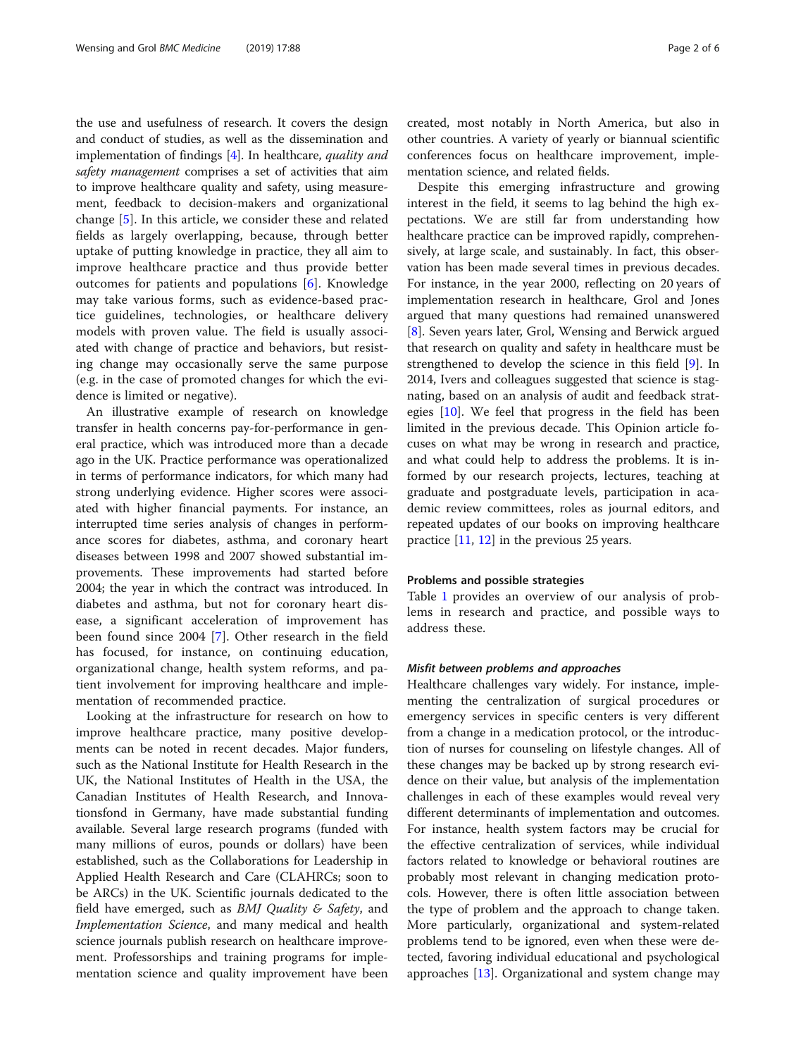the use and usefulness of research. It covers the design and conduct of studies, as well as the dissemination and implementation of findings [4]. In healthcare, *quality and safety management* comprises a set of activities that aim to improve healthcare quality and safety, using measurement, feedback to decision-makers and organizational change [5]. In this article, we consider these and related fields as largely overlapping, because, through better uptake of putting knowledge in practice, they all aim to improve healthcare practice and thus provide better outcomes for patients and populations [6]. Knowledge may take various forms, such as evidence-based practice guidelines, technologies, or healthcare delivery models with proven value. The field is usually associated with change of practice and behaviors, but resisting change may occasionally serve the same purpose (e.g. in the case of promoted changes for which the evidence is limited or negative).

An illustrative example of research on knowledge transfer in health concerns pay-for-performance in general practice, which was introduced more than a decade ago in the UK. Practice performance was operationalized in terms of performance indicators, for which many had strong underlying evidence. Higher scores were associated with higher financial payments. For instance, an interrupted time series analysis of changes in performance scores for diabetes, asthma, and coronary heart diseases between 1998 and 2007 showed substantial improvements. These improvements had started before 2004; the year in which the contract was introduced. In diabetes and asthma, but not for coronary heart disease, a significant acceleration of improvement has been found since 2004 [7]. Other research in the field has focused, for instance, on continuing education, organizational change, health system reforms, and patient involvement for improving healthcare and implementation of recommended practice.

Looking at the infrastructure for research on how to improve healthcare practice, many positive developments can be noted in recent decades. Major funders, such as the National Institute for Health Research in the UK, the National Institutes of Health in the USA, the Canadian Institutes of Health Research, and Innovationsfond in Germany, have made substantial funding available. Several large research programs (funded with many millions of euros, pounds or dollars) have been established, such as the Collaborations for Leadership in Applied Health Research and Care (CLAHRCs; soon to be ARCs) in the UK. Scientific journals dedicated to the field have emerged, such as *BMJ Quality & Safety*, and *Implementation Science*, and many medical and health science journals publish research on healthcare improvement. Professorships and training programs for implementation science and quality improvement have been created, most notably in North America, but also in other countries. A variety of yearly or biannual scientific conferences focus on healthcare improvement, implementation science, and related fields.

Despite this emerging infrastructure and growing interest in the field, it seems to lag behind the high expectations. We are still far from understanding how healthcare practice can be improved rapidly, comprehensively, at large scale, and sustainably. In fact, this observation has been made several times in previous decades. For instance, in the year 2000, reflecting on 20 years of implementation research in healthcare, Grol and Jones argued that many questions had remained unanswered [8]. Seven years later, Grol, Wensing and Berwick argued that research on quality and safety in healthcare must be strengthened to develop the science in this field [9]. In 2014, Ivers and colleagues suggested that science is stagnating, based on an analysis of audit and feedback strategies [10]. We feel that progress in the field has been limited in the previous decade. This Opinion article focuses on what may be wrong in research and practice, and what could help to address the problems. It is informed by our research projects, lectures, teaching at graduate and postgraduate levels, participation in academic review committees, roles as journal editors, and repeated updates of our books on improving healthcare practice [11, 12] in the previous 25 years.

## Problems and possible strategies

Table 1 provides an overview of our analysis of problems in research and practice, and possible ways to address these.

### *Misfit between problems and approaches*

Healthcare challenges vary widely. For instance, implementing the centralization of surgical procedures or emergency services in specific centers is very different from a change in a medication protocol, or the introduction of nurses for counseling on lifestyle changes. All of these changes may be backed up by strong research evidence on their value, but analysis of the implementation challenges in each of these examples would reveal very different determinants of implementation and outcomes. For instance, health system factors may be crucial for the effective centralization of services, while individual factors related to knowledge or behavioral routines are probably most relevant in changing medication protocols. However, there is often little association between the type of problem and the approach to change taken. More particularly, organizational and system-related problems tend to be ignored, even when these were detected, favoring individual educational and psychological approaches [13]. Organizational and system change may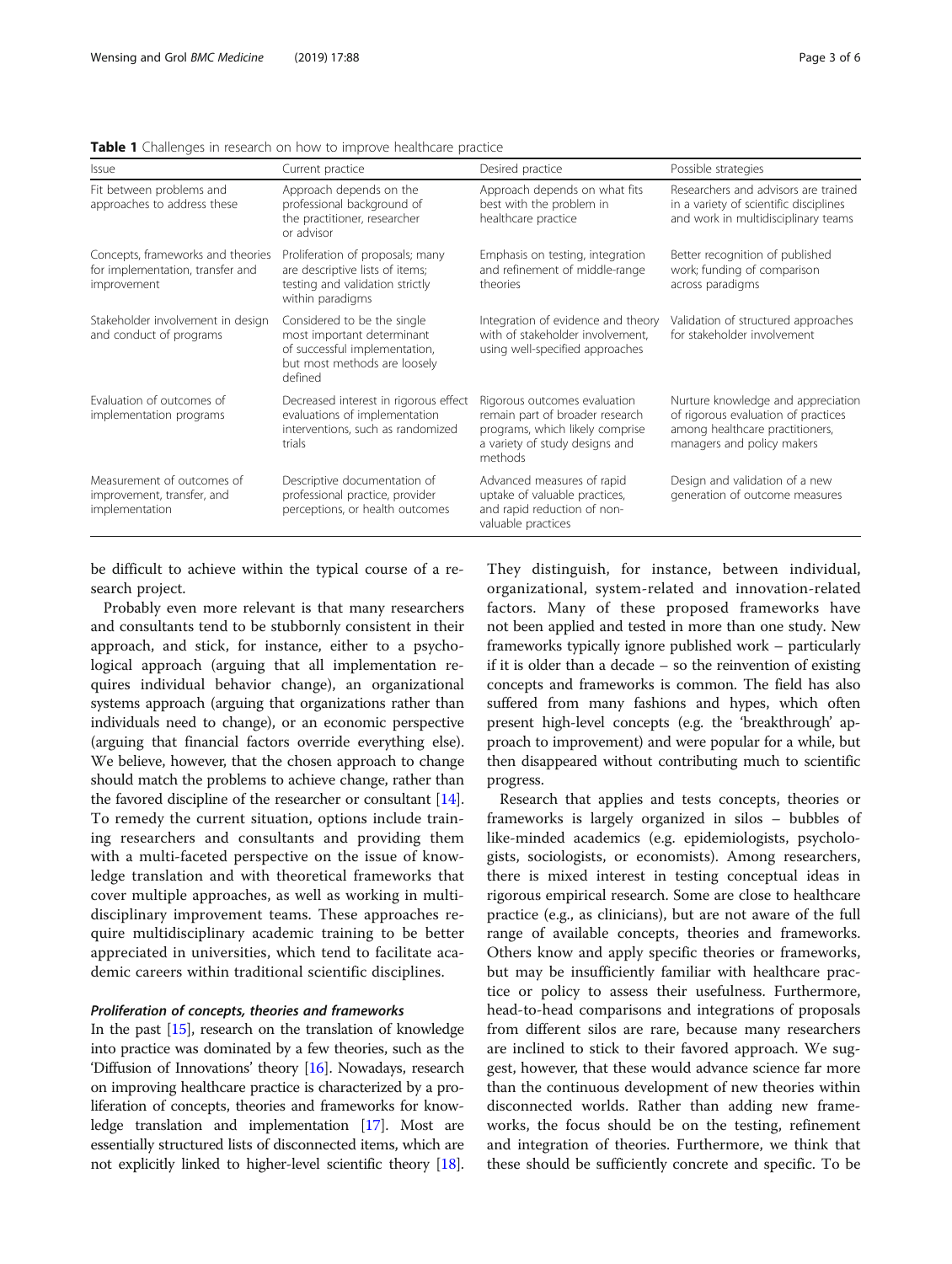**Table 1** Challenges in research on how to improve healthcare practice

| Issue | Current practice | Desired practice | Possible strategies |
|---|---|---|---|
| Fit between problems and approaches to address these | Approach depends on the professional background of the practitioner, researcher or advisor | Approach depends on what fits best with the problem in healthcare practice | Researchers and advisors are trained in a variety of scientific disciplines and work in multidisciplinary teams |
| Concepts, frameworks and theories for implementation, transfer and improvement | Proliferation of proposals; many are descriptive lists of items; testing and validation strictly within paradigms | Emphasis on testing, integration and refinement of middle-range theories | Better recognition of published work; funding of comparison across paradigms |
| Stakeholder involvement in design and conduct of programs | Considered to be the single most important determinant of successful implementation, but most methods are loosely defined | Integration of evidence and theory with of stakeholder involvement, using well-specified approaches | Validation of structured approaches for stakeholder involvement |
| Evaluation of outcomes of implementation programs | Decreased interest in rigorous effect evaluations of implementation interventions, such as randomized trials | Rigorous outcomes evaluation remain part of broader research programs, which likely comprise a variety of study designs and methods | Nurture knowledge and appreciation of rigorous evaluation of practices among healthcare practitioners, managers and policy makers |
| Measurement of outcomes of improvement, transfer, and implementation | Descriptive documentation of professional practice, provider perceptions, or health outcomes | Advanced measures of rapid uptake of valuable practices, and rapid reduction of non-valuable practices | Design and validation of a new generation of outcome measures |

be difficult to achieve within the typical course of a research project.

Probably even more relevant is that many researchers and consultants tend to be stubbornly consistent in their approach, and stick, for instance, either to a psychological approach (arguing that all implementation requires individual behavior change), an organizational systems approach (arguing that organizations rather than individuals need to change), or an economic perspective (arguing that financial factors override everything else). We believe, however, that the chosen approach to change should match the problems to achieve change, rather than the favored discipline of the researcher or consultant [14]. To remedy the current situation, options include training researchers and consultants and providing them with a multi-faceted perspective on the issue of knowledge translation and with theoretical frameworks that cover multiple approaches, as well as working in multidisciplinary improvement teams. These approaches require multidisciplinary academic training to be better appreciated in universities, which tend to facilitate academic careers within traditional scientific disciplines.

#### *Proliferation of concepts, theories and frameworks*

In the past [15], research on the translation of knowledge into practice was dominated by a few theories, such as the 'Diffusion of Innovations' theory [16]. Nowadays, research on improving healthcare practice is characterized by a proliferation of concepts, theories and frameworks for knowledge translation and implementation [17]. Most are essentially structured lists of disconnected items, which are not explicitly linked to higher-level scientific theory [18]. They distinguish, for instance, between individual, organizational, system-related and innovation-related factors. Many of these proposed frameworks have not been applied and tested in more than one study. New frameworks typically ignore published work – particularly if it is older than a decade – so the reinvention of existing concepts and frameworks is common. The field has also suffered from many fashions and hypes, which often present high-level concepts (e.g. the 'breakthrough' approach to improvement) and were popular for a while, but then disappeared without contributing much to scientific progress.

Research that applies and tests concepts, theories or frameworks is largely organized in silos – bubbles of like-minded academics (e.g. epidemiologists, psychologists, sociologists, or economists). Among researchers, there is mixed interest in testing conceptual ideas in rigorous empirical research. Some are close to healthcare practice (e.g., as clinicians), but are not aware of the full range of available concepts, theories and frameworks. Others know and apply specific theories or frameworks, but may be insufficiently familiar with healthcare practice or policy to assess their usefulness. Furthermore, head-to-head comparisons and integrations of proposals from different silos are rare, because many researchers are inclined to stick to their favored approach. We suggest, however, that these would advance science far more than the continuous development of new theories within disconnected worlds. Rather than adding new frameworks, the focus should be on the testing, refinement and integration of theories. Furthermore, we think that these should be sufficiently concrete and specific. To be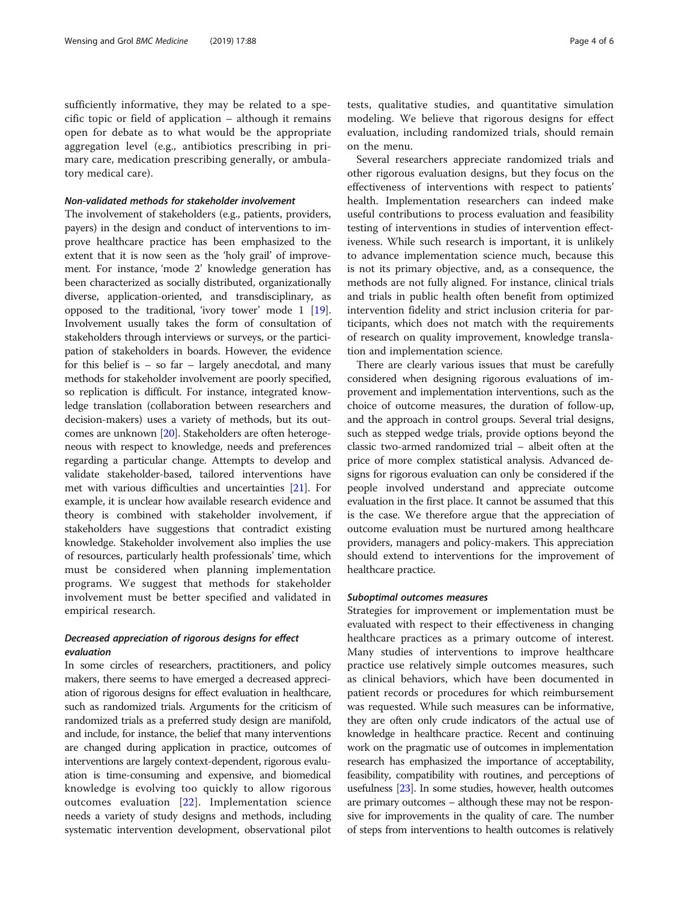sufficiently informative, they may be related to a specific topic or field of application – although it remains open for debate as to what would be the appropriate aggregation level (e.g., antibiotics prescribing in primary care, medication prescribing generally, or ambulatory medical care).

#### *Non-validated methods for stakeholder involvement*

The involvement of stakeholders (e.g., patients, providers, payers) in the design and conduct of interventions to improve healthcare practice has been emphasized to the extent that it is now seen as the 'holy grail' of improvement. For instance, 'mode 2' knowledge generation has been characterized as socially distributed, organizationally diverse, application-oriented, and transdisciplinary, as opposed to the traditional, 'ivory tower' mode 1 [19]. Involvement usually takes the form of consultation of stakeholders through interviews or surveys, or the participation of stakeholders in boards. However, the evidence for this belief is – so far – largely anecdotal, and many methods for stakeholder involvement are poorly specified, so replication is difficult. For instance, integrated knowledge translation (collaboration between researchers and decision-makers) uses a variety of methods, but its outcomes are unknown [20]. Stakeholders are often heterogeneous with respect to knowledge, needs and preferences regarding a particular change. Attempts to develop and validate stakeholder-based, tailored interventions have met with various difficulties and uncertainties [21]. For example, it is unclear how available research evidence and theory is combined with stakeholder involvement, if stakeholders have suggestions that contradict existing knowledge. Stakeholder involvement also implies the use of resources, particularly health professionals' time, which must be considered when planning implementation programs. We suggest that methods for stakeholder involvement must be better specified and validated in empirical research.

#### *Decreased appreciation of rigorous designs for effect evaluation*

In some circles of researchers, practitioners, and policy makers, there seems to have emerged a decreased appreciation of rigorous designs for effect evaluation in healthcare, such as randomized trials. Arguments for the criticism of randomized trials as a preferred study design are manifold, and include, for instance, the belief that many interventions are changed during application in practice, outcomes of interventions are largely context-dependent, rigorous evaluation is time-consuming and expensive, and biomedical knowledge is evolving too quickly to allow rigorous outcomes evaluation [22]. Implementation science needs a variety of study designs and methods, including systematic intervention development, observational pilot tests, qualitative studies, and quantitative simulation modeling. We believe that rigorous designs for effect evaluation, including randomized trials, should remain on the menu.

Several researchers appreciate randomized trials and other rigorous evaluation designs, but they focus on the effectiveness of interventions with respect to patients' health. Implementation researchers can indeed make useful contributions to process evaluation and feasibility testing of interventions in studies of intervention effectiveness. While such research is important, it is unlikely to advance implementation science much, because this is not its primary objective, and, as a consequence, the methods are not fully aligned. For instance, clinical trials and trials in public health often benefit from optimized intervention fidelity and strict inclusion criteria for participants, which does not match with the requirements of research on quality improvement, knowledge translation and implementation science.

There are clearly various issues that must be carefully considered when designing rigorous evaluations of improvement and implementation interventions, such as the choice of outcome measures, the duration of follow-up, and the approach in control groups. Several trial designs, such as stepped wedge trials, provide options beyond the classic two-armed randomized trial – albeit often at the price of more complex statistical analysis. Advanced designs for rigorous evaluation can only be considered if the people involved understand and appreciate outcome evaluation in the first place. It cannot be assumed that this is the case. We therefore argue that the appreciation of outcome evaluation must be nurtured among healthcare providers, managers and policy-makers. This appreciation should extend to interventions for the improvement of healthcare practice.

#### *Suboptimal outcomes measures*

Strategies for improvement or implementation must be evaluated with respect to their effectiveness in changing healthcare practices as a primary outcome of interest. Many studies of interventions to improve healthcare practice use relatively simple outcomes measures, such as clinical behaviors, which have been documented in patient records or procedures for which reimbursement was requested. While such measures can be informative, they are often only crude indicators of the actual use of knowledge in healthcare practice. Recent and continuing work on the pragmatic use of outcomes in implementation research has emphasized the importance of acceptability, feasibility, compatibility with routines, and perceptions of usefulness [23]. In some studies, however, health outcomes are primary outcomes – although these may not be responsive for improvements in the quality of care. The number of steps from interventions to health outcomes is relatively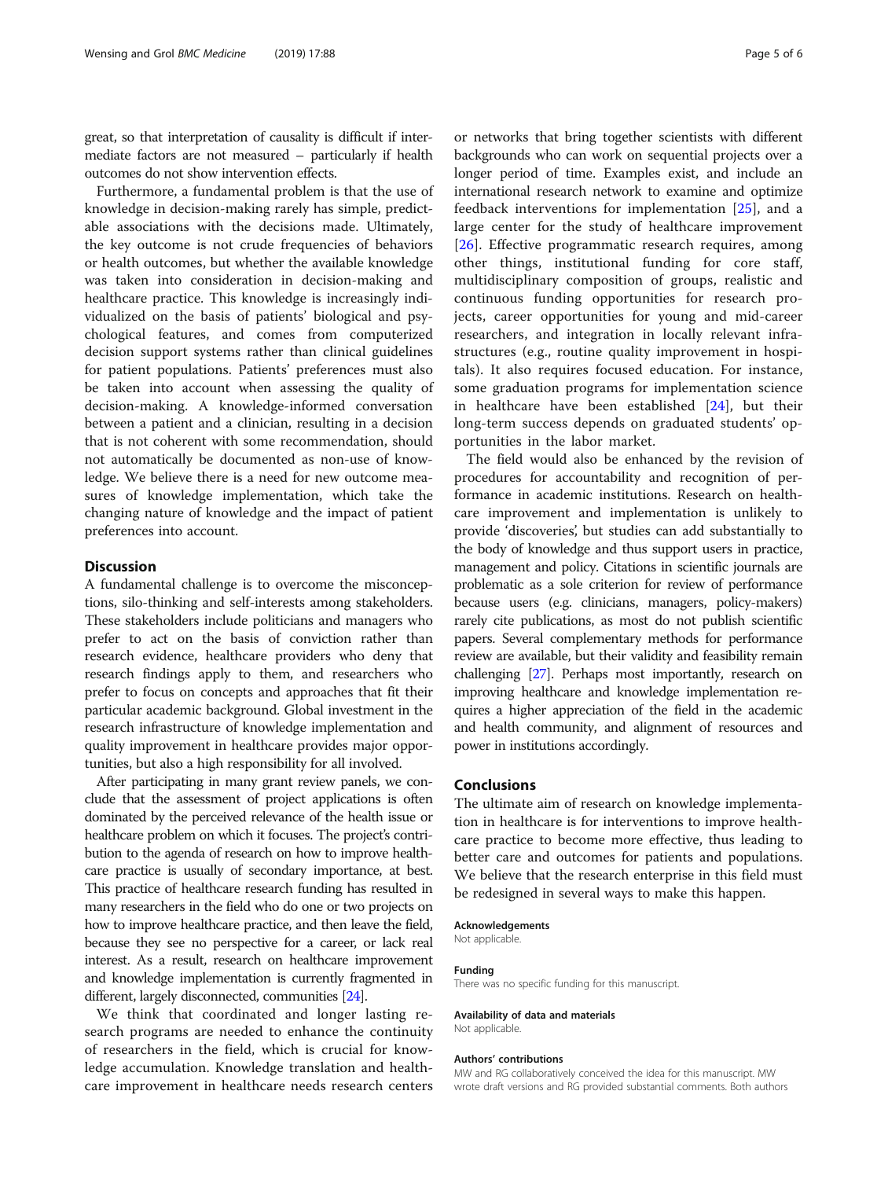great, so that interpretation of causality is difficult if intermediate factors are not measured – particularly if health outcomes do not show intervention effects.

Furthermore, a fundamental problem is that the use of knowledge in decision-making rarely has simple, predictable associations with the decisions made. Ultimately, the key outcome is not crude frequencies of behaviors or health outcomes, but whether the available knowledge was taken into consideration in decision-making and healthcare practice. This knowledge is increasingly individualized on the basis of patients' biological and psychological features, and comes from computerized decision support systems rather than clinical guidelines for patient populations. Patients' preferences must also be taken into account when assessing the quality of decision-making. A knowledge-informed conversation between a patient and a clinician, resulting in a decision that is not coherent with some recommendation, should not automatically be documented as non-use of knowledge. We believe there is a need for new outcome measures of knowledge implementation, which take the changing nature of knowledge and the impact of patient preferences into account.

## Discussion

A fundamental challenge is to overcome the misconceptions, silo-thinking and self-interests among stakeholders. These stakeholders include politicians and managers who prefer to act on the basis of conviction rather than research evidence, healthcare providers who deny that research findings apply to them, and researchers who prefer to focus on concepts and approaches that fit their particular academic background. Global investment in the research infrastructure of knowledge implementation and quality improvement in healthcare provides major opportunities, but also a high responsibility for all involved.

After participating in many grant review panels, we conclude that the assessment of project applications is often dominated by the perceived relevance of the health issue or healthcare problem on which it focuses. The project's contribution to the agenda of research on how to improve healthcare practice is usually of secondary importance, at best. This practice of healthcare research funding has resulted in many researchers in the field who do one or two projects on how to improve healthcare practice, and then leave the field, because they see no perspective for a career, or lack real interest. As a result, research on healthcare improvement and knowledge implementation is currently fragmented in different, largely disconnected, communities [24].

We think that coordinated and longer lasting research programs are needed to enhance the continuity of researchers in the field, which is crucial for knowledge accumulation. Knowledge translation and healthcare improvement in healthcare needs research centers or networks that bring together scientists with different backgrounds who can work on sequential projects over a longer period of time. Examples exist, and include an international research network to examine and optimize feedback interventions for implementation [25], and a large center for the study of healthcare improvement [26]. Effective programmatic research requires, among other things, institutional funding for core staff, multidisciplinary composition of groups, realistic and continuous funding opportunities for research projects, career opportunities for young and mid-career researchers, and integration in locally relevant infrastructures (e.g., routine quality improvement in hospitals). It also requires focused education. For instance, some graduation programs for implementation science in healthcare have been established [24], but their long-term success depends on graduated students' opportunities in the labor market.

The field would also be enhanced by the revision of procedures for accountability and recognition of performance in academic institutions. Research on healthcare improvement and implementation is unlikely to provide 'discoveries', but studies can add substantially to the body of knowledge and thus support users in practice, management and policy. Citations in scientific journals are problematic as a sole criterion for review of performance because users (e.g. clinicians, managers, policy-makers) rarely cite publications, as most do not publish scientific papers. Several complementary methods for performance review are available, but their validity and feasibility remain challenging [27]. Perhaps most importantly, research on improving healthcare and knowledge implementation requires a higher appreciation of the field in the academic and health community, and alignment of resources and power in institutions accordingly.

## Conclusions

The ultimate aim of research on knowledge implementation in healthcare is for interventions to improve healthcare practice to become more effective, thus leading to better care and outcomes for patients and populations. We believe that the research enterprise in this field must be redesigned in several ways to make this happen.

#### Acknowledgements

Not applicable.

#### Funding

There was no specific funding for this manuscript.

#### Availability of data and materials

Not applicable.

#### Authors' contributions

MW and RG collaboratively conceived the idea for this manuscript. MW wrote draft versions and RG provided substantial comments. Both authors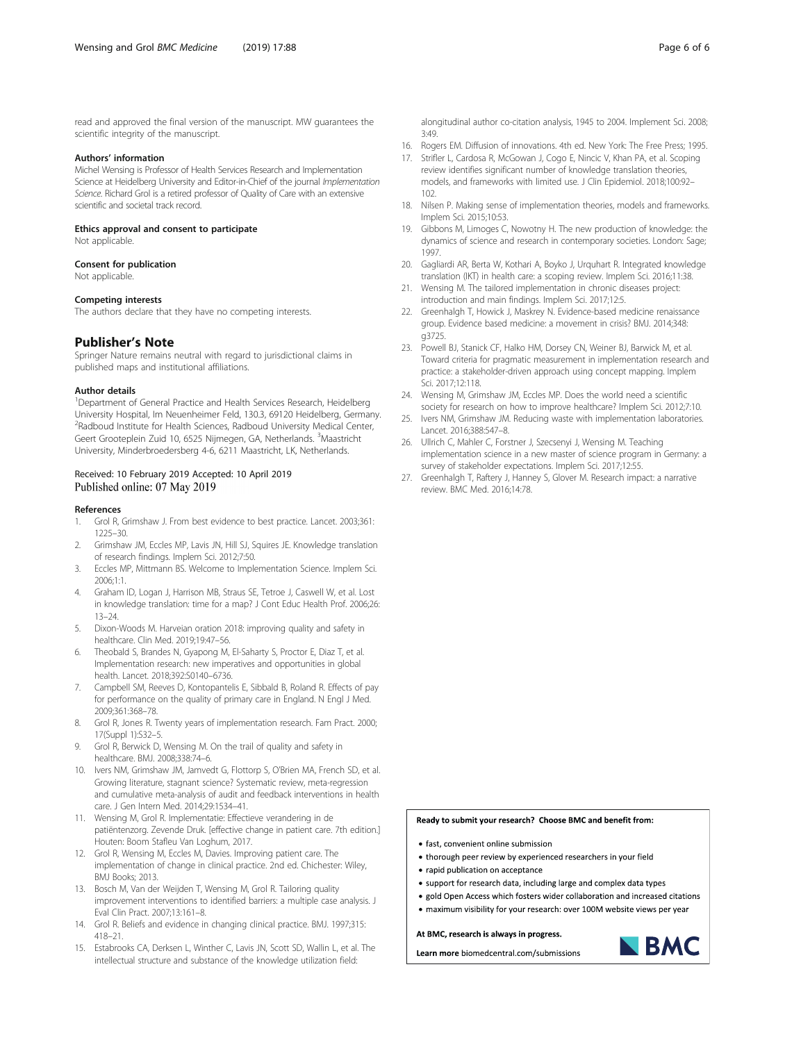read and approved the final version of the manuscript. MW guarantees the scientific integrity of the manuscript.

#### Authors' information

Michel Wensing is Professor of Health Services Research and Implementation Science at Heidelberg University and Editor-in-Chief of the journal *Implementation Science*. Richard Grol is a retired professor of Quality of Care with an extensive scientific and societal track record.

#### Ethics approval and consent to participate

Not applicable.

#### Consent for publication

Not applicable.

#### Competing interests

The authors declare that they have no competing interests.

## Publisher's Note

Springer Nature remains neutral with regard to jurisdictional claims in published maps and institutional affiliations.

#### Author details

[1]Department of General Practice and Health Services Research, Heidelberg University Hospital, Im Neuenheimer Feld, 130.3, 69120 Heidelberg, Germany. [2]Radboud Institute for Health Sciences, Radboud University Medical Center, Geert Grooteplein Zuid 10, 6525 Nijmegen, GA, Netherlands. [3]Maastricht University, Minderbroedersberg 4-6, 6211 Maastricht, LK, Netherlands.

Received: 10 February 2019 Accepted: 10 April 2019
Published online: 07 May 2019

#### References

1. Grol R, Grimshaw J. From best evidence to best practice. Lancet. 2003;361:1225–30.
2. Grimshaw JM, Eccles MP, Lavis JN, Hill SJ, Squires JE. Knowledge translation of research findings. Implem Sci. 2012;7:50.
3. Eccles MP, Mittmann BS. Welcome to Implementation Science. Implem Sci. 2006;1:1.
4. Graham ID, Logan J, Harrison MB, Straus SE, Tetroe J, Caswell W, et al. Lost in knowledge translation: time for a map? J Cont Educ Health Prof. 2006;26:13–24.
5. Dixon-Woods M. Harveian oration 2018: improving quality and safety in healthcare. Clin Med. 2019;19:47–56.
6. Theobald S, Brandes N, Gyapong M, El-Saharty S, Proctor E, Diaz T, et al. Implementation research: new imperatives and opportunities in global health. Lancet. 2018;392:S0140–6736.
7. Campbell SM, Reeves D, Kontopantelis E, Sibbald B, Roland R. Effects of pay for performance on the quality of primary care in England. N Engl J Med. 2009;361:368–78.
8. Grol R, Jones R. Twenty years of implementation research. Fam Pract. 2000;17(Suppl 1):S32–5.
9. Grol R, Berwick D, Wensing M. On the trail of quality and safety in healthcare. BMJ. 2008;338:74–6.
10. Ivers NM, Grimshaw JM, Jamvedt G, Flottorp S, O'Brien MA, French SD, et al. Growing literature, stagnant science? Systematic review, meta-regression and cumulative meta-analysis of audit and feedback interventions in health care. J Gen Intern Med. 2014;29:1534–41.
11. Wensing M, Grol R. Implementatie: Effectieve verandering in de patiëntenzorg. Zevende Druk. [effective change in patient care. 7th edition.] Houten: Boom Stafleu Van Loghum, 2017.
12. Grol R, Wensing M, Eccles M, Davies. Improving patient care. The implementation of change in clinical practice. 2nd ed. Chichester: Wiley, BMJ Books; 2013.
13. Bosch M, Van der Weijden T, Wensing M, Grol R. Tailoring quality improvement interventions to identified barriers: a multiple case analysis. J Eval Clin Pract. 2007;13:161–8.
14. Grol R. Beliefs and evidence in changing clinical practice. BMJ. 1997;315:418–21.
15. Estabrooks CA, Derksen L, Winther C, Lavis JN, Scott SD, Wallin L, et al. The intellectual structure and substance of the knowledge utilization field: alongitudinal author co-citation analysis, 1945 to 2004. Implement Sci. 2008;3:49.
16. Rogers EM. Diffusion of innovations. 4th ed. New York: The Free Press; 1995.
17. Strifler L, Cardosa R, McGowan J, Cogo E, Nincic V, Khan PA, et al. Scoping review identifies significant number of knowledge translation theories, models, and frameworks with limited use. J Clin Epidemiol. 2018;100:92–102.
18. Nilsen P. Making sense of implementation theories, models and frameworks. Implem Sci. 2015;10:53.
19. Gibbons M, Limoges C, Nowotny H. The new production of knowledge: the dynamics of science and research in contemporary societies. London: Sage; 1997.
20. Gagliardi AR, Berta W, Kothari A, Boyko J, Urquhart R. Integrated knowledge translation (IKT) in health care: a scoping review. Implem Sci. 2016;11:38.
21. Wensing M. The tailored implementation in chronic diseases project: introduction and main findings. Implem Sci. 2017;12:5.
22. Greenhalgh T, Howick J, Maskrey N. Evidence-based medicine renaissance group. Evidence based medicine: a movement in crisis? BMJ. 2014;348:g3725.
23. Powell BJ, Stanick CF, Halko HM, Dorsey CN, Weiner BJ, Barwick M, et al. Toward criteria for pragmatic measurement in implementation research and practice: a stakeholder-driven approach using concept mapping. Implem Sci. 2017;12:118.
24. Wensing M, Grimshaw JM, Eccles MP. Does the world need a scientific society for research on how to improve healthcare? Implem Sci. 2012;7:10.
25. Ivers NM, Grimshaw JM. Reducing waste with implementation laboratories. Lancet. 2016;388:547–8.
26. Ullrich C, Mahler C, Forstner J, Szecsenyi J, Wensing M. Teaching implementation science in a new master of science program in Germany: a survey of stakeholder expectations. Implem Sci. 2017;12:55.
27. Greenhalgh T, Raftery J, Hanney S, Glover M. Research impact: a narrative review. BMC Med. 2016;14:78.

**Ready to submit your research? Choose BMC and benefit from:**

- fast, convenient online submission
- thorough peer review by experienced researchers in your field
- rapid publication on acceptance
- support for research data, including large and complex data types
- gold Open Access which fosters wider collaboration and increased citations
- maximum visibility for your research: over 100M website views per year

**At BMC, research is always in progress.**

**Learn more** biomedcentral.com/submissions

BMC